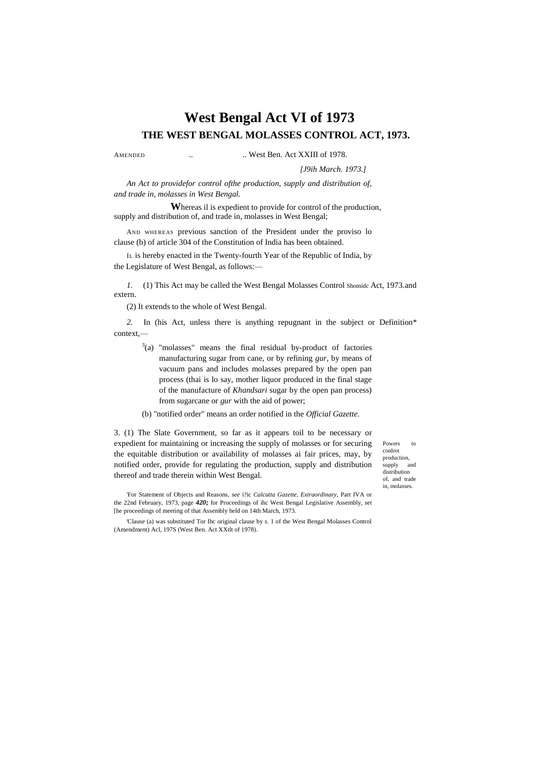# West Bengal Act VI of 1973

## THE WEST BENGAL MOLASSES CONTROL ACT, 1973.

AMENDED .. .. West Ben. Act XXIII of 1978.

*[J9ih March. 1973.]*

*An Act to providefor control ofthe production, supply and distribution of, and trade in, molasses in West Bengal.*

**W**hereas il is expedient to provide for control of the production, supply and distribution of, and trade in, molasses in West Bengal;

AND WHEREAS previous sanction of the President under the proviso lo clause (b) of article 304 of the Constitution of India has been obtained.

IL is hereby enacted in the Twenty-fourth Year of the Republic of India, by the Legislature of West Bengal, as follows:—

*1.* (1) This Act may be called the West Bengal Molasses Control Act, 1973.

Shomidc and extern.

(2) It extends to the whole of West Bengal.

Definition*

*2.* In (his Act, unless there is anything repugnant in the subject or context,—

[3](a) "molasses" means the final residual by-product of factories manufacturing sugar from cane, or by refining *gur,* by means of vacuum pans and includes molasses prepared by the open pan process (thai is lo say, mother liquor produced in the final stage of the manufacture of *Khandsari* sugar by the open pan process) from sugarcane or *gur* with the aid of power;

(b) "notified order" means an order notified in the *Official Gazette.*

Powers to conlrot production, supply and distribution of, and trade in, molasses.

3. (1) The Slate Government, so far as it appears toil to be necessary or expedient for maintaining or increasing the supply of molasses or for securing the equitable distribution or availability of molasses ai fair prices, may, by notified order, provide for regulating the production, supply and distribution thereof and trade therein within West Bengal.

'For Statement of Objects and Reasons, *see* i?ic *Calcutta Gazette, Extraordinary,* Part IVA or the 22nd February, 1973, page ***420;*** for Proceedings of ihc West Bengal Legislative Assembly, set [he proceedings of meeting of that Assembly held on 14th March, 1973.

'Clause (a) was substituted Tor Ihc original clause by s. 1 of the West Bengal Molasses Control (Amendment) Acl, 197S (West Ben. Act XXtlt of 1978).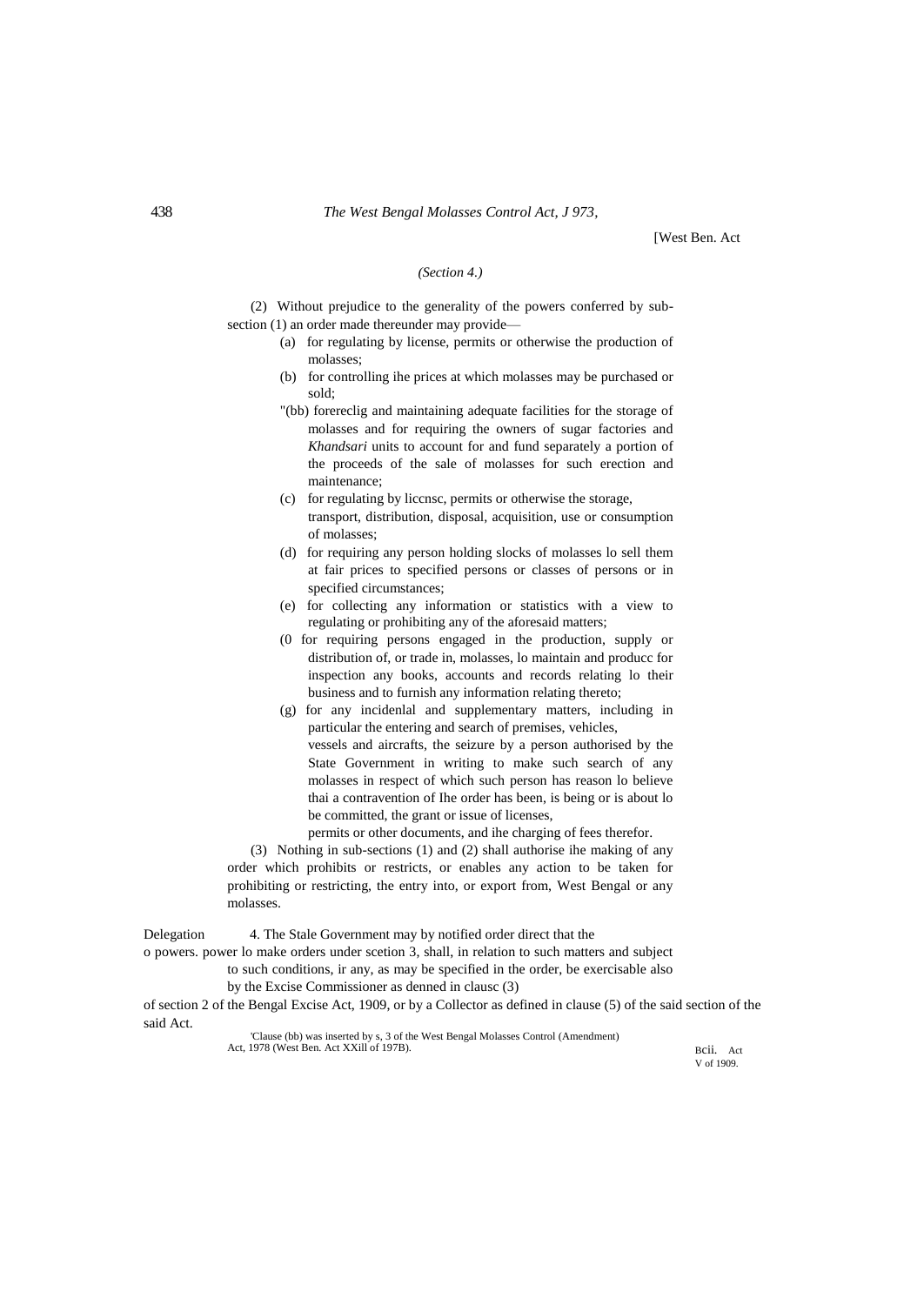(Section 4.)

(2) Without prejudice to the generality of the powers conferred by sub-section (1) an order made thereunder may provide—

(a) for regulating by license, permits or otherwise the production of molasses;

(b) for controlling ihe prices at which molasses may be purchased or sold;

'(bb) forereclig and maintaining adequate facilities for the storage of molasses and for requiring the owners of sugar factories and *Khandsari* units to account for and fund separately a portion of the proceeds of the sale of molasses for such erection and maintenance;

(c) for regulating by liccnsc, permits or otherwise the storage, transport, distribution, disposal, acquisition, use or consumption of molasses;

(d) for requiring any person holding slocks of molasses lo sell them at fair prices to specified persons or classes of persons or in specified circumstances;

(e) for collecting any information or statistics with a view to regulating or prohibiting any of the aforesaid matters;

(0 for requiring persons engaged in the production, supply or distribution of, or trade in, molasses, lo maintain and producc for inspection any books, accounts and records relating lo their business and to furnish any information relating thereto;

(g) for any incidenlal and supplementary matters, including in particular the entering and search of premises, vehicles, vessels and aircrafts, the seizure by a person authorised by the State Government in writing to make such search of any molasses in respect of which such person has reason lo believe thai a contravention of Ihe order has been, is being or is about lo be committed, the grant or issue of licenses, permits or other documents, and ihe charging of fees therefor.

(3) Nothing in sub-sections (1) and (2) shall authorise ihe making of any order which prohibits or restricts, or enables any action to be taken for prohibiting or restricting, the entry into, or export from, West Bengal or any molasses.

Delegation o powers. 4. The Stale Government may by notified order direct that the power lo make orders under scetion 3, shall, in relation to such matters and subject to such conditions, ir any, as may be specified in the order, be exercisable also by the Excise Commissioner as denned in clausc (3) of section 2 of the Bengal Excise Act, 1909, or by a Collector as defined in clause (5) of the said section of the said Act.

BCii. Act V of 1909.

'Clause (bb) was inserted by s, 3 of the West Bengal Molasses Control (Amendment) Act, 1978 (West Ben. Act XXill of 197B).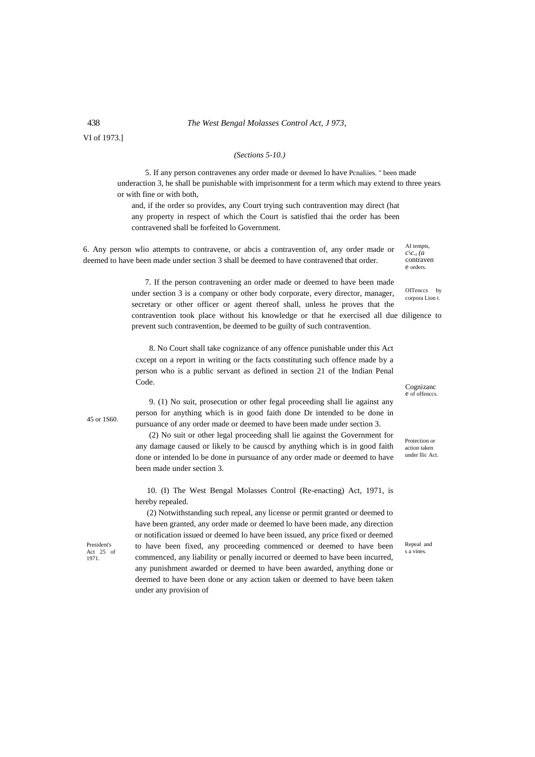VI of 1973.]

*(Sections 5-10.)*

5. If any person contravenes any order made or deemed lo have Pcnaliies. " been made underaction 3, he shall be punishable with imprisonment for a term which may extend to three years or with fine or with both,

and, if the order so provides, any Court trying such contravention may direct (hat any property in respect of which the Court is satisfied thai the order has been contravened shall be forfeited lo Government.

AI tempts, c\c.‚ (a contraven e orders.

6. Any person wlio attempts to contravene, or abcis a contravention of, any order made or deemed to have been made under section 3 shall be deemed to have contravened that order.

OITenccs by corpora Lion t.

7. If the person contravening an order made or deemed to have been made under section 3 is a company or other body corporate, every director, manager, secretary or other officer or agent thereof shall, unless he proves that the contravention took place without his knowledge or that he exercised all due diligence to prevent such contravention, be deemed to be guilty of such contravention.

Cognizanc e of offenccs.

8. No Court shall take cognizance of any offence punishable under this Act cxcept on a report in writing or the facts constituting such offence made by a person who is a public servant as defined in section 21 of the Indian Penal Code.

45 or 1S60.

Protection or action taken under llic Act.

9. (1) No suit, prosecution or other fegal proceeding shall lie against any person for anything which is in good faith done Dr intended to be done in pursuance of any order made or deemed to have been made under section 3.

(2) No suit or other legal proceeding shall lie against the Government for any damage caused or likely to be causcd by anything which is in good faith done or intended lo be done in pursuance of any order made or deemed to have been made under section 3.

President's Act 25 of 1971.

Repeal and s a vines.

10. (I) The West Bengal Molasses Control (Re-enacting) Act, 1971, is hereby repealed.

(2) Notwithstanding such repeal, any license or permit granted or deemed to have been granted, any order made or deemed lo have been made, any direction or notification issued or deemed lo have been issued, any price fixed or deemed to have been fixed, any proceeding commenced or deemed to have been commenced, any liability or penally incurred or deemed to have been incurred, any punishment awarded or deemed to have been awarded, anything done or deemed to have been done or any action taken or deemed to have been taken under any provision of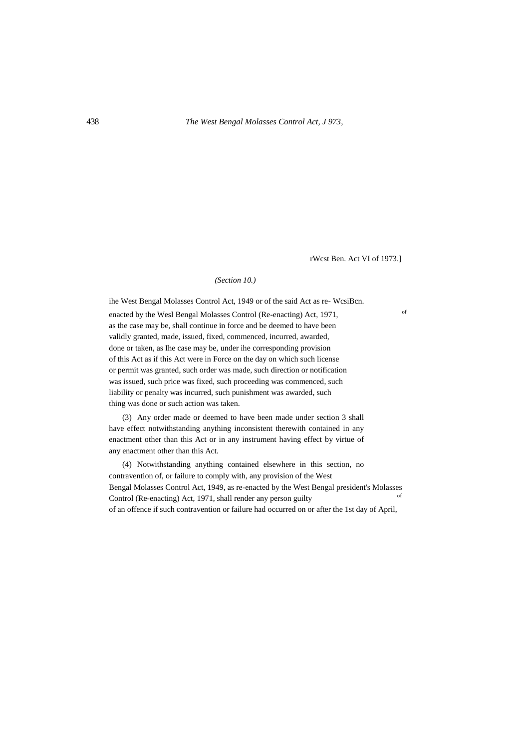rWcst Ben. Act VI of 1973.]

*(Section 10.)*

ihe West Bengal Molasses Control Act, 1949 or of the said Act as re- WcsiBcn. enacted by the Wesl Bengal Molasses Control (Re-enacting) Act, 1971, of as the case may be, shall continue in force and be deemed to have been validly granted, made, issued, fixed, commenced, incurred, awarded, done or taken, as Ihe case may be, under ihe corresponding provision of this Act as if this Act were in Force on the day on which such license or permit was granted, such order was made, such direction or notification was issued, such price was fixed, such proceeding was commenced, such liability or penalty was incurred, such punishment was awarded, such thing was done or such action was taken.

(3) Any order made or deemed to have been made under section 3 shall have effect notwithstanding anything inconsistent therewith contained in any enactment other than this Act or in any instrument having effect by virtue of any enactment other than this Act.

(4) Notwithstanding anything contained elsewhere in this section, no contravention of, or failure to comply with, any provision of the West Bengal Molasses Control Act, 1949, as re-enacted by the West Bengal president's Molasses Control (Re-enacting) Act, 1971, shall render any person guilty of of an offence if such contravention or failure had occurred on or after the 1st day of April,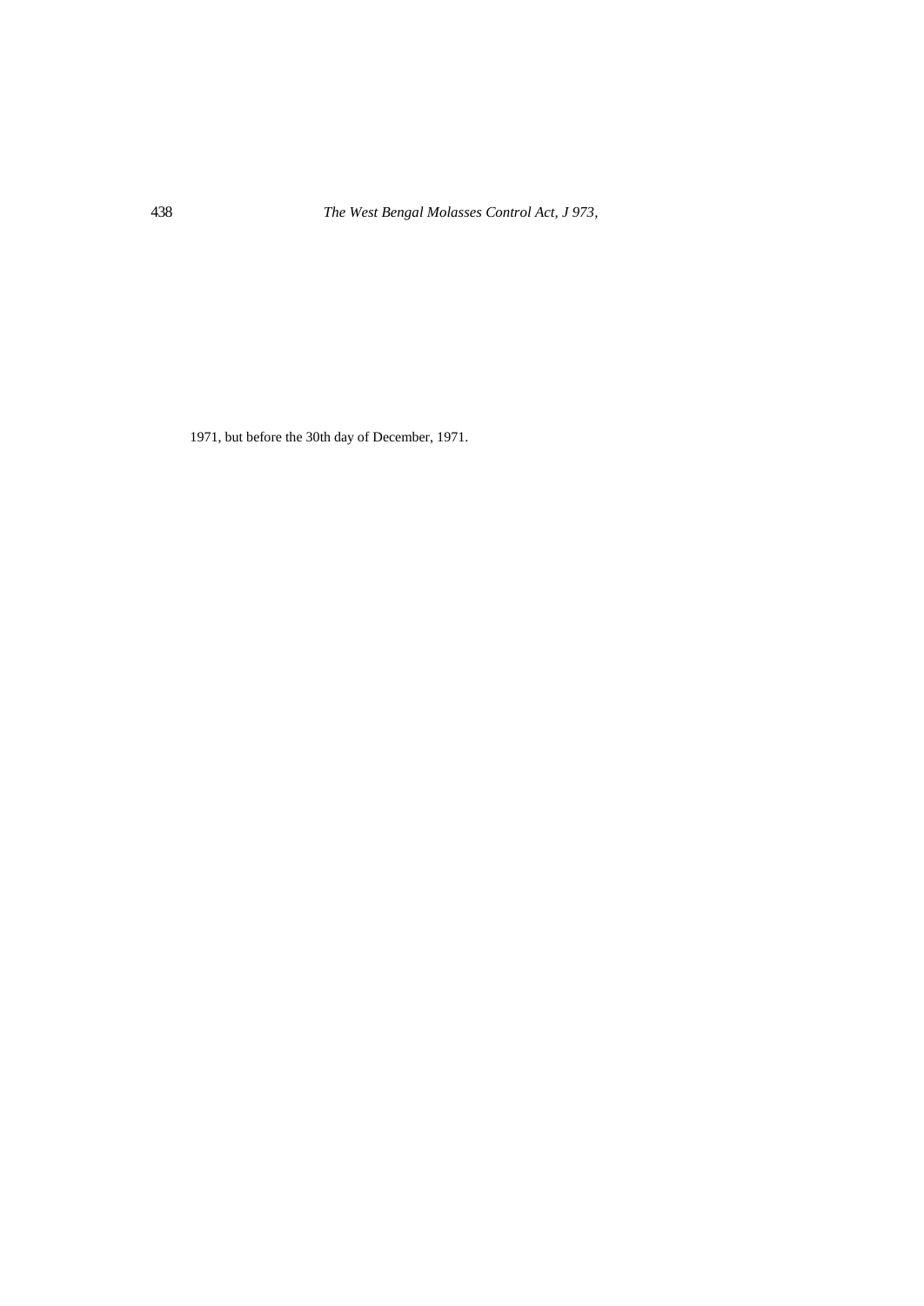1971, but before the 30th day of December, 1971.